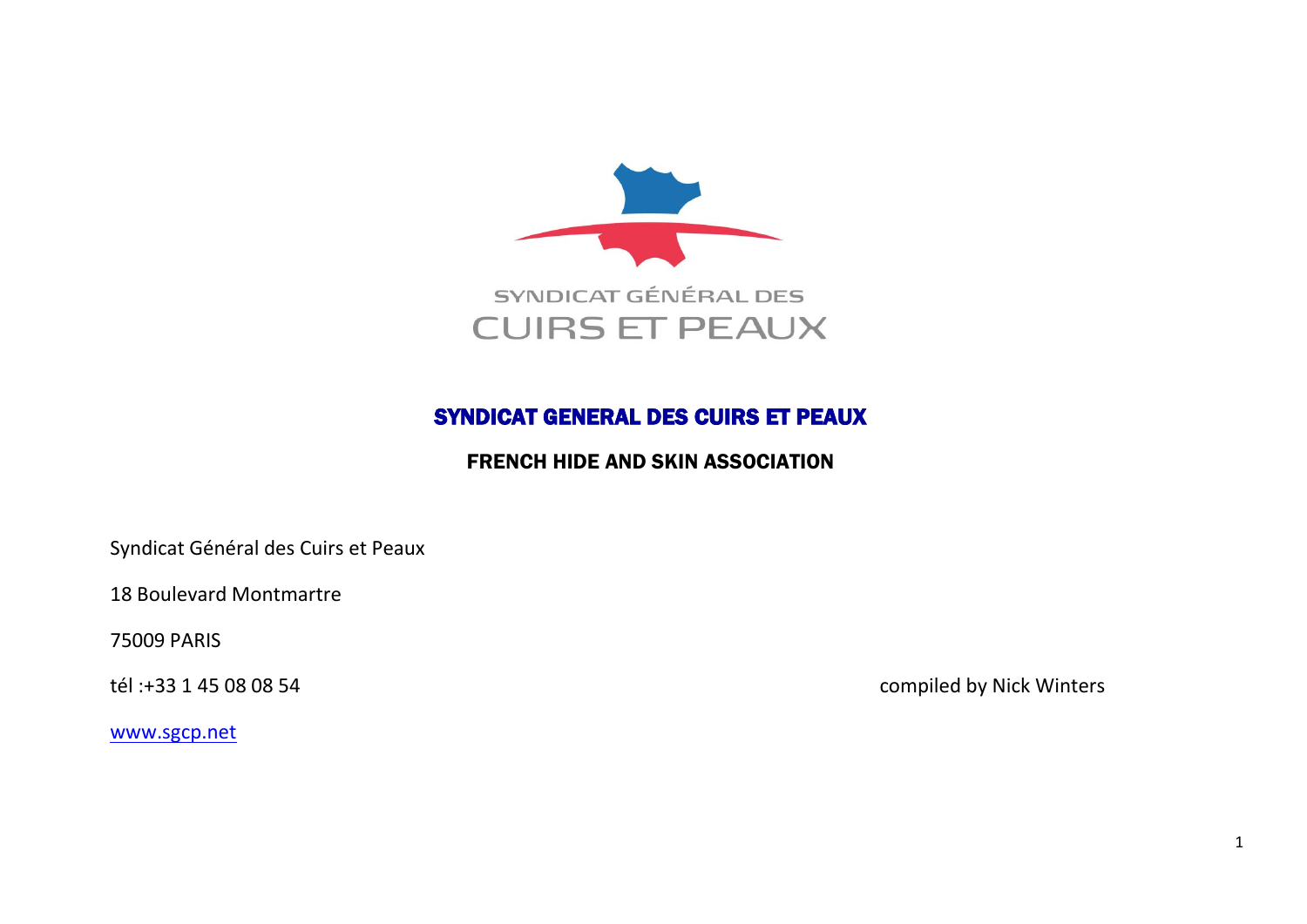SYNDICAT GÉNÉRAL DES CUIRS ET PEAUX

# SYNDICAT GENERAL DES CUIRS ET PEAUX

## FRENCH HIDE AND SKIN ASSOCIATION

Syndicat Général des Cuirs et Peaux

18 Boulevard Montmartre

75009 PARIS

tél :+33 1 45 08 08 54

compiled by Nick Winters

www.sgcp.net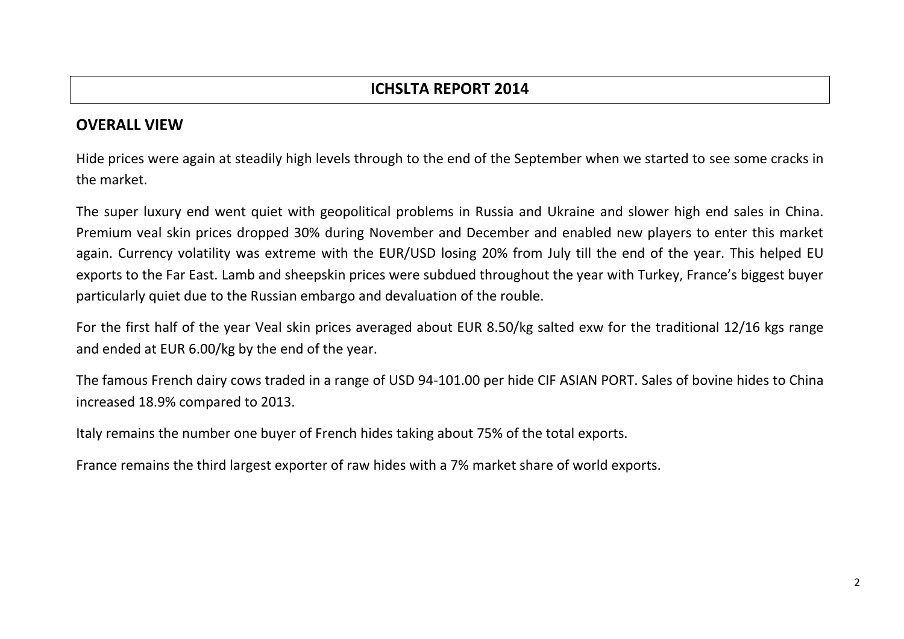# ICHSLTA REPORT 2014

## OVERALL VIEW

Hide prices were again at steadily high levels through to the end of the September when we started to see some cracks in the market.

The super luxury end went quiet with geopolitical problems in Russia and Ukraine and slower high end sales in China. Premium veal skin prices dropped 30% during November and December and enabled new players to enter this market again. Currency volatility was extreme with the EUR/USD losing 20% from July till the end of the year. This helped EU exports to the Far East. Lamb and sheepskin prices were subdued throughout the year with Turkey, France's biggest buyer particularly quiet due to the Russian embargo and devaluation of the rouble.

For the first half of the year Veal skin prices averaged about EUR 8.50/kg salted exw for the traditional 12/16 kgs range and ended at EUR 6.00/kg by the end of the year.

The famous French dairy cows traded in a range of USD 94-101.00 per hide CIF ASIAN PORT. Sales of bovine hides to China increased 18.9% compared to 2013.

Italy remains the number one buyer of French hides taking about 75% of the total exports.

France remains the third largest exporter of raw hides with a 7% market share of world exports.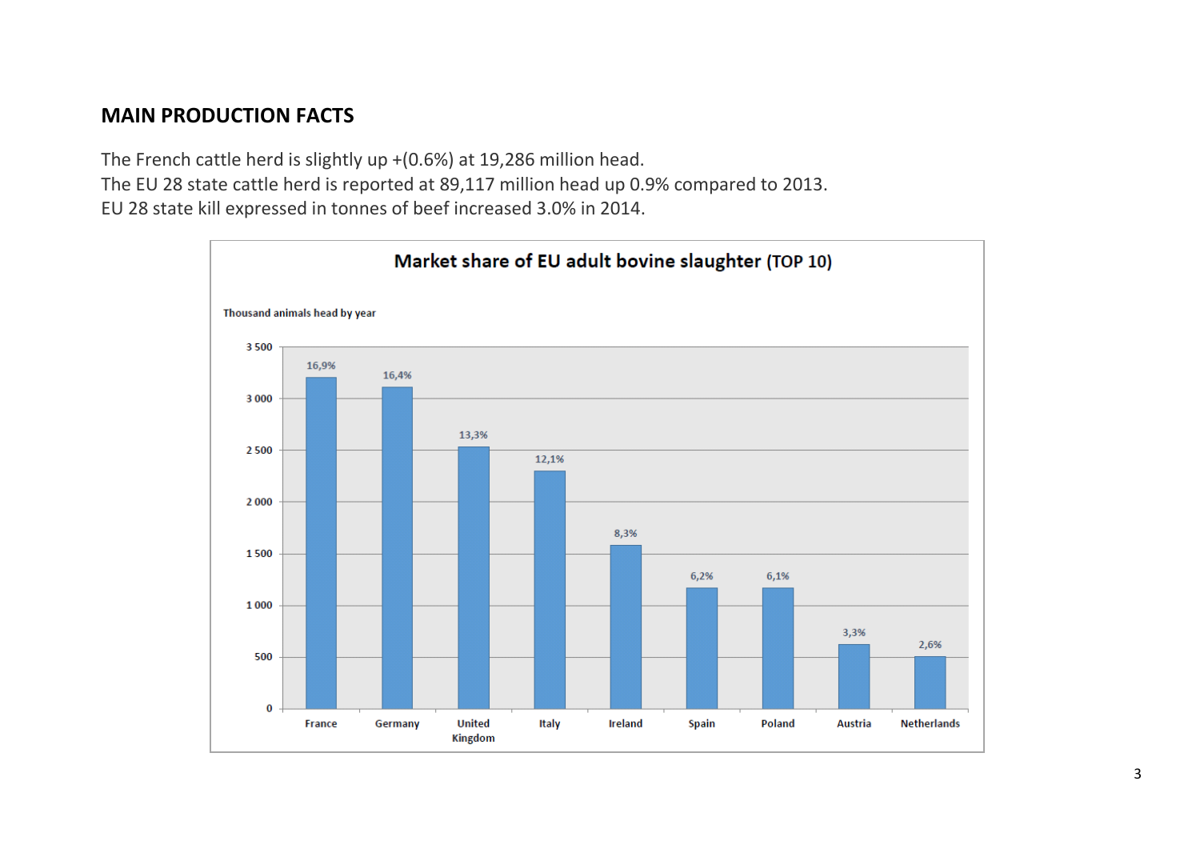## MAIN PRODUCTION FACTS

The French cattle herd is slightly up +(0.6%) at 19,286 million head.
The EU 28 state cattle herd is reported at 89,117 million head up 0.9% compared to 2013.
EU 28 state kill expressed in tonnes of beef increased 3.0% in 2014.

**Market share of EU adult bovine slaughter (TOP 10)**

Thousand animals head by year

| Country | Market share |
| --- | --- |
| France | 16,9% |
| Germany | 16,4% |
| United Kingdom | 13,3% |
| Italy | 12,1% |
| Ireland | 8,3% |
| Spain | 6,2% |
| Poland | 6,1% |
| Austria | 3,3% |
| Netherlands | 2,6% |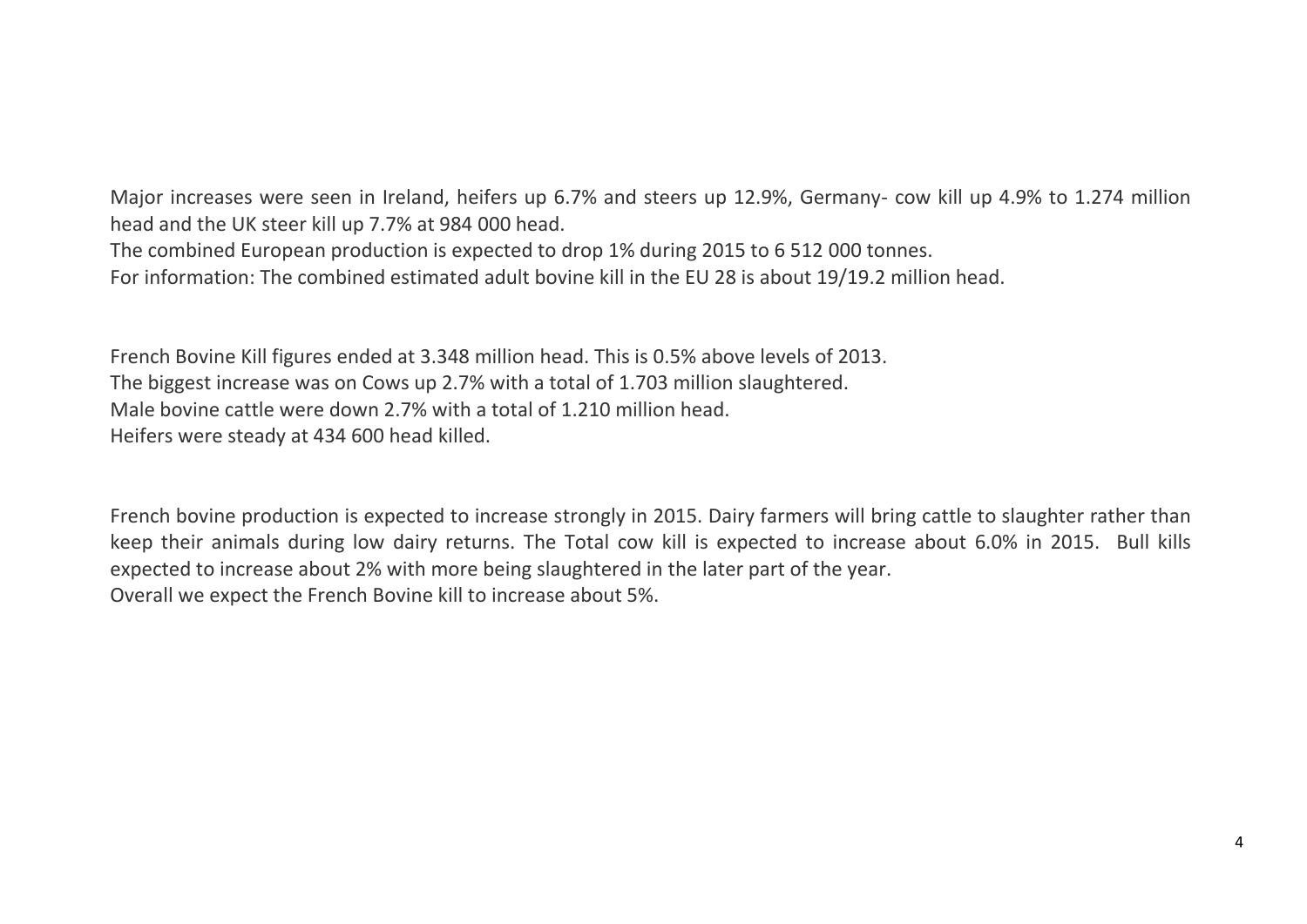Major increases were seen in Ireland, heifers up 6.7% and steers up 12.9%, Germany- cow kill up 4.9% to 1.274 million head and the UK steer kill up 7.7% at 984 000 head.
The combined European production is expected to drop 1% during 2015 to 6 512 000 tonnes.
For information: The combined estimated adult bovine kill in the EU 28 is about 19/19.2 million head.

French Bovine Kill figures ended at 3.348 million head. This is 0.5% above levels of 2013.
The biggest increase was on Cows up 2.7% with a total of 1.703 million slaughtered.
Male bovine cattle were down 2.7% with a total of 1.210 million head.
Heifers were steady at 434 600 head killed.

French bovine production is expected to increase strongly in 2015. Dairy farmers will bring cattle to slaughter rather than keep their animals during low dairy returns. The Total cow kill is expected to increase about 6.0% in 2015. Bull kills expected to increase about 2% with more being slaughtered in the later part of the year.
Overall we expect the French Bovine kill to increase about 5%.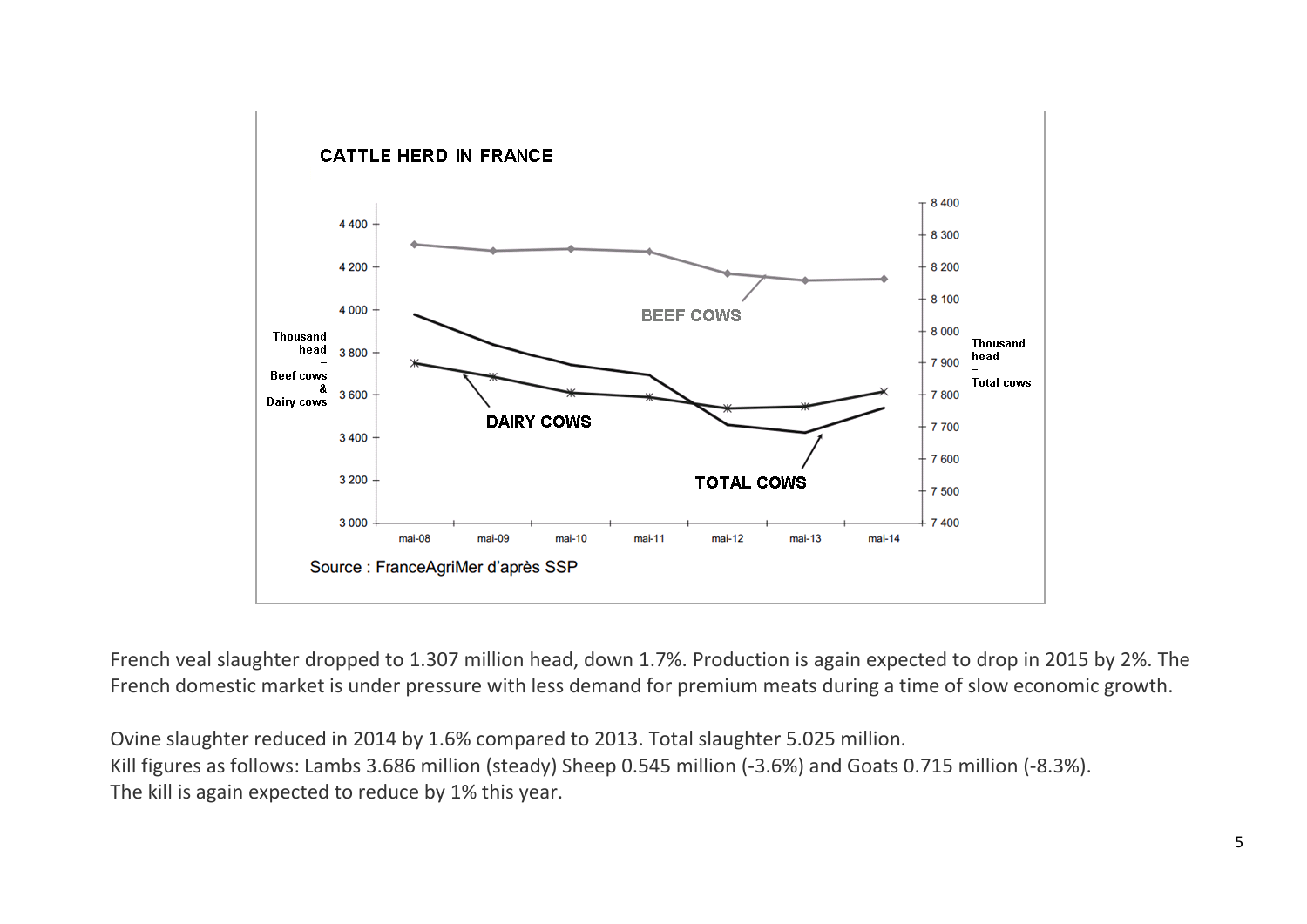CATTLE HERD IN FRANCE

Thousand head – Beef cows & Dairy cows

4 400
4 200
4 000
3 800
3 600
3 400
3 200
3 000

Thousand head – Total cows

8 400
8 300
8 200
8 100
8 000
7 900
7 800
7 700
7 600
7 500
7 400

mai-08 mai-09 mai-10 mai-11 mai-12 mai-13 mai-14

BEEF COWS

DAIRY COWS

TOTAL COWS

Source : FranceAgriMer d'après SSP

French veal slaughter dropped to 1.307 million head, down 1.7%. Production is again expected to drop in 2015 by 2%. The French domestic market is under pressure with less demand for premium meats during a time of slow economic growth.

Ovine slaughter reduced in 2014 by 1.6% compared to 2013. Total slaughter 5.025 million.
Kill figures as follows: Lambs 3.686 million (steady) Sheep 0.545 million (-3.6%) and Goats 0.715 million (-8.3%).
The kill is again expected to reduce by 1% this year.